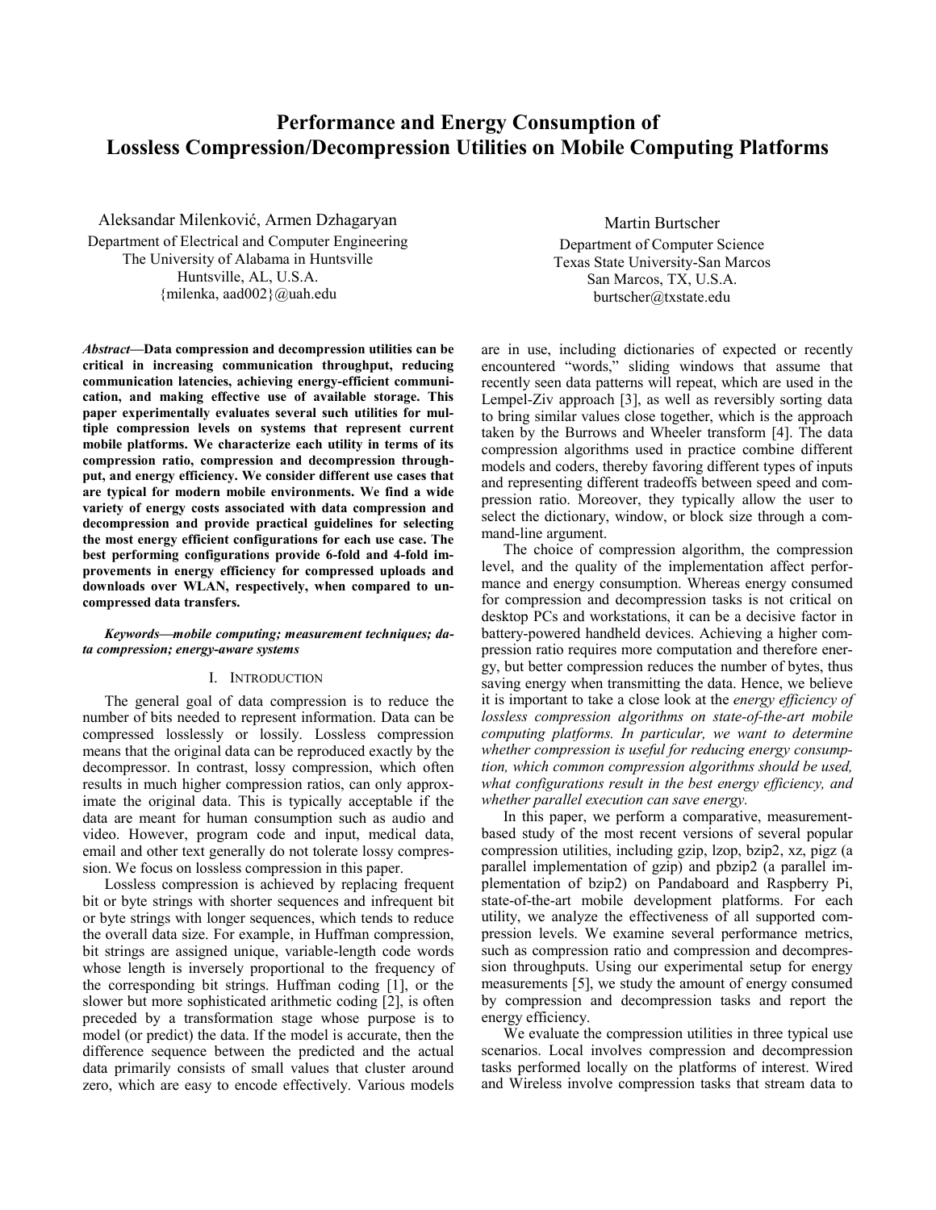# Performance and Energy Consumption of Lossless Compression/Decompression Utilities on Mobile Computing Platforms

Aleksandar Milenković, Armen Dzhagaryan
Department of Electrical and Computer Engineering
The University of Alabama in Huntsville
Huntsville, AL, U.S.A.
{milenka, aad002}@uah.edu

Martin Burtscher
Department of Computer Science
Texas State University-San Marcos
San Marcos, TX, U.S.A.
burtscher@txstate.edu

***Abstract*—Data compression and decompression utilities can be critical in increasing communication throughput, reducing communication latencies, achieving energy-efficient communication, and making effective use of available storage. This paper experimentally evaluates several such utilities for multiple compression levels on systems that represent current mobile platforms. We characterize each utility in terms of its compression ratio, compression and decompression throughput, and energy efficiency. We consider different use cases that are typical for modern mobile environments. We find a wide variety of energy costs associated with data compression and decompression and provide practical guidelines for selecting the most energy efficient configurations for each use case. The best performing configurations provide 6-fold and 4-fold improvements in energy efficiency for compressed uploads and downloads over WLAN, respectively, when compared to uncompressed data transfers.**

***Keywords—mobile computing; measurement techniques; data compression; energy-aware systems***

## I. Introduction

The general goal of data compression is to reduce the number of bits needed to represent information. Data can be compressed losslessly or lossily. Lossless compression means that the original data can be reproduced exactly by the decompressor. In contrast, lossy compression, which often results in much higher compression ratios, can only approximate the original data. This is typically acceptable if the data are meant for human consumption such as audio and video. However, program code and input, medical data, email and other text generally do not tolerate lossy compression. We focus on lossless compression in this paper.

Lossless compression is achieved by replacing frequent bit or byte strings with shorter sequences and infrequent bit or byte strings with longer sequences, which tends to reduce the overall data size. For example, in Huffman compression, bit strings are assigned unique, variable-length code words whose length is inversely proportional to the frequency of the corresponding bit strings. Huffman coding [1], or the slower but more sophisticated arithmetic coding [2], is often preceded by a transformation stage whose purpose is to model (or predict) the data. If the model is accurate, then the difference sequence between the predicted and the actual data primarily consists of small values that cluster around zero, which are easy to encode effectively. Various models are in use, including dictionaries of expected or recently encountered "words," sliding windows that assume that recently seen data patterns will repeat, which are used in the Lempel-Ziv approach [3], as well as reversibly sorting data to bring similar values close together, which is the approach taken by the Burrows and Wheeler transform [4]. The data compression algorithms used in practice combine different models and coders, thereby favoring different types of inputs and representing different tradeoffs between speed and compression ratio. Moreover, they typically allow the user to select the dictionary, window, or block size through a command-line argument.

The choice of compression algorithm, the compression level, and the quality of the implementation affect performance and energy consumption. Whereas energy consumed for compression and decompression tasks is not critical on desktop PCs and workstations, it can be a decisive factor in battery-powered handheld devices. Achieving a higher compression ratio requires more computation and therefore energy, but better compression reduces the number of bytes, thus saving energy when transmitting the data. Hence, we believe it is important to take a close look at the *energy efficiency of lossless compression algorithms on state-of-the-art mobile computing platforms. In particular, we want to determine whether compression is useful for reducing energy consumption, which common compression algorithms should be used, what configurations result in the best energy efficiency, and whether parallel execution can save energy.*

In this paper, we perform a comparative, measurement-based study of the most recent versions of several popular compression utilities, including gzip, lzop, bzip2, xz, pigz (a parallel implementation of gzip) and pbzip2 (a parallel implementation of bzip2) on Pandaboard and Raspberry Pi, state-of-the-art mobile development platforms. For each utility, we analyze the effectiveness of all supported compression levels. We examine several performance metrics, such as compression ratio and compression and decompression throughputs. Using our experimental setup for energy measurements [5], we study the amount of energy consumed by compression and decompression tasks and report the energy efficiency.

We evaluate the compression utilities in three typical use scenarios. Local involves compression and decompression tasks performed locally on the platforms of interest. Wired and Wireless involve compression tasks that stream data to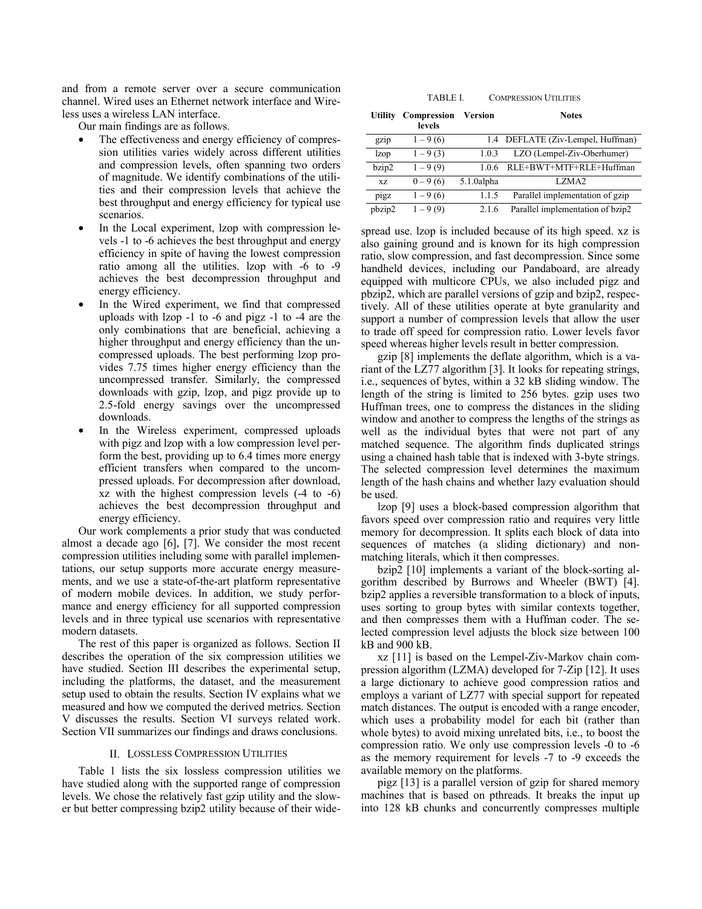and from a remote server over a secure communication channel. Wired uses an Ethernet network interface and Wireless uses a wireless LAN interface.

Our main findings are as follows.

- The effectiveness and energy efficiency of compression utilities varies widely across different utilities and compression levels, often spanning two orders of magnitude. We identify combinations of the utilities and their compression levels that achieve the best throughput and energy efficiency for typical use scenarios.
- In the Local experiment, lzop with compression levels -1 to -6 achieves the best throughput and energy efficiency in spite of having the lowest compression ratio among all the utilities. lzop with -6 to -9 achieves the best decompression throughput and energy efficiency.
- In the Wired experiment, we find that compressed uploads with lzop -1 to -6 and pigz -1 to -4 are the only combinations that are beneficial, achieving a higher throughput and energy efficiency than the uncompressed uploads. The best performing lzop provides 7.75 times higher energy efficiency than the uncompressed transfer. Similarly, the compressed downloads with gzip, lzop, and pigz provide up to 2.5-fold energy savings over the uncompressed downloads.
- In the Wireless experiment, compressed uploads with pigz and lzop with a low compression level perform the best, providing up to 6.4 times more energy efficient transfers when compared to the uncompressed uploads. For decompression after download, xz with the highest compression levels (-4 to -6) achieves the best decompression throughput and energy efficiency.

Our work complements a prior study that was conducted almost a decade ago [6], [7]. We consider the most recent compression utilities including some with parallel implementations, our setup supports more accurate energy measurements, and we use a state-of-the-art platform representative of modern mobile devices. In addition, we study performance and energy efficiency for all supported compression levels and in three typical use scenarios with representative modern datasets.

The rest of this paper is organized as follows. Section II describes the operation of the six compression utilities we have studied. Section III describes the experimental setup, including the platforms, the dataset, and the measurement setup used to obtain the results. Section IV explains what we measured and how we computed the derived metrics. Section V discusses the results. Section VI surveys related work. Section VII summarizes our findings and draws conclusions.

## II. Lossless Compression Utilities

Table 1 lists the six lossless compression utilities we have studied along with the supported range of compression levels. We chose the relatively fast gzip utility and the slower but better compressing bzip2 utility because of their widespread use. lzop is included because of its high speed. xz is also gaining ground and is known for its high compression ratio, slow compression, and fast decompression. Since some handheld devices, including our Pandaboard, are already equipped with multicore CPUs, we also included pigz and pbzip2, which are parallel versions of gzip and bzip2, respectively. All of these utilities operate at byte granularity and support a number of compression levels that allow the user to trade off speed for compression ratio. Lower levels favor speed whereas higher levels result in better compression.

TABLE I. Compression Utilities

| Utility | Compression levels | Version | Notes |
|---|---|---|---|
| gzip | 1 – 9 (6) | 1.4 | DEFLATE (Ziv-Lempel, Huffman) |
| lzop | 1 – 9 (3) | 1.0.3 | LZO (Lempel-Ziv-Oberhumer) |
| bzip2 | 1 – 9 (9) | 1.0.6 | RLE+BWT+MTF+RLE+Huffman |
| xz | 0 – 9 (6) | 5.1.0alpha | LZMA2 |
| pigz | 1 – 9 (6) | 1.1.5 | Parallel implementation of gzip |
| pbzip2 | 1 – 9 (9) | 2.1.6 | Parallel implementation of bzip2 |

gzip [8] implements the deflate algorithm, which is a variant of the LZ77 algorithm [3]. It looks for repeating strings, i.e., sequences of bytes, within a 32 kB sliding window. The length of the string is limited to 256 bytes. gzip uses two Huffman trees, one to compress the distances in the sliding window and another to compress the lengths of the strings as well as the individual bytes that were not part of any matched sequence. The algorithm finds duplicated strings using a chained hash table that is indexed with 3-byte strings. The selected compression level determines the maximum length of the hash chains and whether lazy evaluation should be used.

lzop [9] uses a block-based compression algorithm that favors speed over compression ratio and requires very little memory for decompression. It splits each block of data into sequences of matches (a sliding dictionary) and non-matching literals, which it then compresses.

bzip2 [10] implements a variant of the block-sorting algorithm described by Burrows and Wheeler (BWT) [4]. bzip2 applies a reversible transformation to a block of inputs, uses sorting to group bytes with similar contexts together, and then compresses them with a Huffman coder. The selected compression level adjusts the block size between 100 kB and 900 kB.

xz [11] is based on the Lempel-Ziv-Markov chain compression algorithm (LZMA) developed for 7-Zip [12]. It uses a large dictionary to achieve good compression ratios and employs a variant of LZ77 with special support for repeated match distances. The output is encoded with a range encoder, which uses a probability model for each bit (rather than whole bytes) to avoid mixing unrelated bits, i.e., to boost the compression ratio. We only use compression levels -0 to -6 as the memory requirement for levels -7 to -9 exceeds the available memory on the platforms.

pigz [13] is a parallel version of gzip for shared memory machines that is based on pthreads. It breaks the input up into 128 kB chunks and concurrently compresses multiple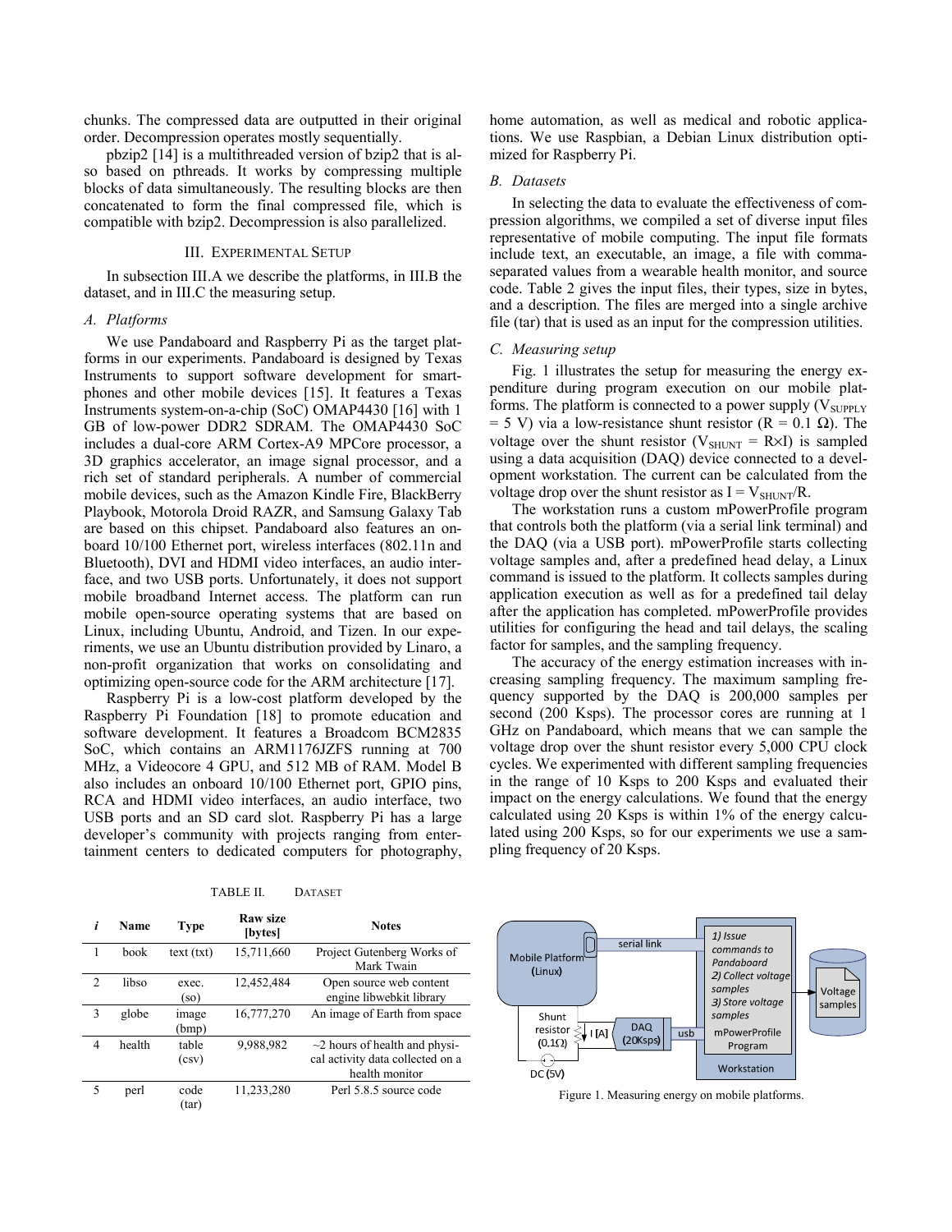chunks. The compressed data are outputted in their original order. Decompression operates mostly sequentially.

pbzip2 [14] is a multithreaded version of bzip2 that is also based on pthreads. It works by compressing multiple blocks of data simultaneously. The resulting blocks are then concatenated to form the final compressed file, which is compatible with bzip2. Decompression is also parallelized.

## III. Experimental Setup

In subsection III.A we describe the platforms, in III.B the dataset, and in III.C the measuring setup.

### *A. Platforms*

We use Pandaboard and Raspberry Pi as the target platforms in our experiments. Pandaboard is designed by Texas Instruments to support software development for smartphones and other mobile devices [15]. It features a Texas Instruments system-on-a-chip (SoC) OMAP4430 [16] with 1 GB of low-power DDR2 SDRAM. The OMAP4430 SoC includes a dual-core ARM Cortex-A9 MPCore processor, a 3D graphics accelerator, an image signal processor, and a rich set of standard peripherals. A number of commercial mobile devices, such as the Amazon Kindle Fire, BlackBerry Playbook, Motorola Droid RAZR, and Samsung Galaxy Tab are based on this chipset. Pandaboard also features an on-board 10/100 Ethernet port, wireless interfaces (802.11n and Bluetooth), DVI and HDMI video interfaces, an audio interface, and two USB ports. Unfortunately, it does not support mobile broadband Internet access. The platform can run mobile open-source operating systems that are based on Linux, including Ubuntu, Android, and Tizen. In our experiments, we use an Ubuntu distribution provided by Linaro, a non-profit organization that works on consolidating and optimizing open-source code for the ARM architecture [17].

Raspberry Pi is a low-cost platform developed by the Raspberry Pi Foundation [18] to promote education and software development. It features a Broadcom BCM2835 SoC, which contains an ARM1176JZFS running at 700 MHz, a Videocore 4 GPU, and 512 MB of RAM. Model B also includes an onboard 10/100 Ethernet port, GPIO pins, RCA and HDMI video interfaces, an audio interface, two USB ports and an SD card slot. Raspberry Pi has a large developer's community with projects ranging from entertainment centers to dedicated computers for photography, home automation, as well as medical and robotic applications. We use Raspbian, a Debian Linux distribution optimized for Raspberry Pi.

### *B. Datasets*

In selecting the data to evaluate the effectiveness of compression algorithms, we compiled a set of diverse input files representative of mobile computing. The input file formats include text, an executable, an image, a file with comma-separated values from a wearable health monitor, and source code. Table 2 gives the input files, their types, size in bytes, and a description. The files are merged into a single archive file (tar) that is used as an input for the compression utilities.

### *C. Measuring setup*

Fig. 1 illustrates the setup for measuring the energy expenditure during program execution on our mobile platforms. The platform is connected to a power supply ($V_{SUPPLY}$ = 5 V) via a low-resistance shunt resistor (R = 0.1 Ω). The voltage over the shunt resistor ($V_{SHUNT} = R \times I$) is sampled using a data acquisition (DAQ) device connected to a development workstation. The current can be calculated from the voltage drop over the shunt resistor as $I = V_{SHUNT}/R$.

The workstation runs a custom mPowerProfile program that controls both the platform (via a serial link terminal) and the DAQ (via a USB port). mPowerProfile starts collecting voltage samples and, after a predefined head delay, a Linux command is issued to the platform. It collects samples during application execution as well as for a predefined tail delay after the application has completed. mPowerProfile provides utilities for configuring the head and tail delays, the scaling factor for samples, and the sampling frequency.

The accuracy of the energy estimation increases with increasing sampling frequency. The maximum sampling frequency supported by the DAQ is 200,000 samples per second (200 Ksps). The processor cores are running at 1 GHz on Pandaboard, which means that we can sample the voltage drop over the shunt resistor every 5,000 CPU clock cycles. We experimented with different sampling frequencies in the range of 10 Ksps to 200 Ksps and evaluated their impact on the energy calculations. We found that the energy calculated using 20 Ksps is within 1% of the energy calculated using 200 Ksps, so for our experiments we use a sampling frequency of 20 Ksps.

TABLE II. Dataset

| *i* | Name | Type | Raw size [bytes] | Notes |
|---|---|---|---|---|
| 1 | book | text (txt) | 15,711,660 | Project Gutenberg Works of Mark Twain |
| 2 | libso | exec. (so) | 12,452,484 | Open source web content engine libwebkit library |
| 3 | globe | image (bmp) | 16,777,270 | An image of Earth from space |
| 4 | health | table (csv) | 9,988,982 | ~2 hours of health and physical activity data collected on a health monitor |
| 5 | perl | code (tar) | 11,233,280 | Perl 5.8.5 source code |

Figure 1. Measuring energy on mobile platforms.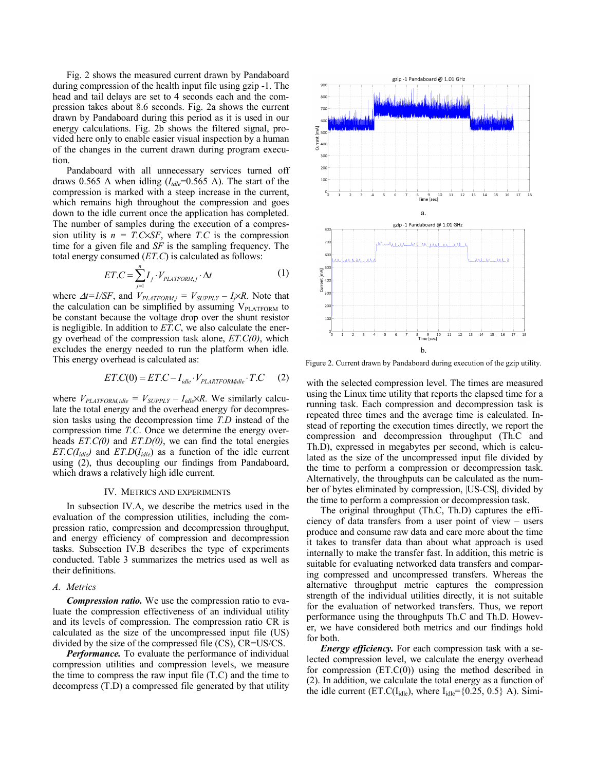Fig. 2 shows the measured current drawn by Pandaboard during compression of the health input file using gzip -1. The head and tail delays are set to 4 seconds each and the compression takes about 8.6 seconds. Fig. 2a shows the current drawn by Pandaboard during this period as it is used in our energy calculations. Fig. 2b shows the filtered signal, provided here only to enable easier visual inspection by a human of the changes in the current drawn during program execution.

Pandaboard with all unnecessary services turned off draws 0.565 A when idling ($I_{idle}$=0.565 A). The start of the compression is marked with a steep increase in the current, which remains high throughout the compression and goes down to the idle current once the application has completed. The number of samples during the execution of a compression utility is $n = T.C \times SF$, where $T.C$ is the compression time for a given file and $SF$ is the sampling frequency. The total energy consumed ($ET.C$) is calculated as follows:

$$ET.C = \sum_{j=1}^{n} I_j \cdot V_{PLATFORM,j} \cdot \Delta t \qquad (1)$$

where $\Delta t=1/SF$, and $V_{PLATFORM,j} = V_{SUPPLY} - I_j \times R$. Note that the calculation can be simplified by assuming $V_{PLATFORM}$ to be constant because the voltage drop over the shunt resistor is negligible. In addition to $ET.C$, we also calculate the energy overhead of the compression task alone, $ET.C(0)$, which excludes the energy needed to run the platform when idle. This energy overhead is calculated as:

$$ET.C(0) = ET.C - I_{idle} \cdot V_{PLARTFORM,idle} \cdot T.C \qquad (2)$$

where $V_{PLATFORM,idle} = V_{SUPPLY} - I_{idle} \times R$. We similarly calculate the total energy and the overhead energy for decompression tasks using the decompression time $T.D$ instead of the compression time $T.C$. Once we determine the energy overheads $ET.C(0)$ and $ET.D(0)$, we can find the total energies $ET.C(I_{idle})$ and $ET.D(I_{idle})$ as a function of the idle current using (2), thus decoupling our findings from Pandaboard, which draws a relatively high idle current.

## IV. Metrics and Experiments

In subsection IV.A, we describe the metrics used in the evaluation of the compression utilities, including the compression ratio, compression and decompression throughput, and energy efficiency of compression and decompression tasks. Subsection IV.B describes the type of experiments conducted. Table 3 summarizes the metrics used as well as their definitions.

### A. Metrics

***Compression ratio.*** We use the compression ratio to evaluate the compression effectiveness of an individual utility and its levels of compression. The compression ratio CR is calculated as the size of the uncompressed input file (US) divided by the size of the compressed file (CS), CR=US/CS.

***Performance.*** To evaluate the performance of individual compression utilities and compression levels, we measure the time to compress the raw input file (T.C) and the time to decompress (T.D) a compressed file generated by that utility with the selected compression level. The times are measured using the Linux time utility that reports the elapsed time for a running task. Each compression and decompression task is repeated three times and the average time is calculated. Instead of reporting the execution times directly, we report the compression and decompression throughput (Th.C and Th.D), expressed in megabytes per second, which is calculated as the size of the uncompressed input file divided by the time to perform a compression or decompression task. Alternatively, the throughputs can be calculated as the number of bytes eliminated by compression, |US-CS|, divided by the time to perform a compression or decompression task.

The original throughput (Th.C, Th.D) captures the efficiency of data transfers from a user point of view – users produce and consume raw data and care more about the time it takes to transfer data than about what approach is used internally to make the transfer fast. In addition, this metric is suitable for evaluating networked data transfers and comparing compressed and uncompressed transfers. Whereas the alternative throughput metric captures the compression strength of the individual utilities directly, it is not suitable for the evaluation of networked transfers. Thus, we report performance using the throughputs Th.C and Th.D. However, we have considered both metrics and our findings hold for both.

***Energy efficiency.*** For each compression task with a selected compression level, we calculate the energy overhead for compression (ET.C(0)) using the method described in (2). In addition, we calculate the total energy as a function of the idle current (ET.C($I_{idle}$), where $I_{idle}$={0.25, 0.5} A). Simi-

Figure 2. Current drawn by Pandaboard during execution of the gzip utility.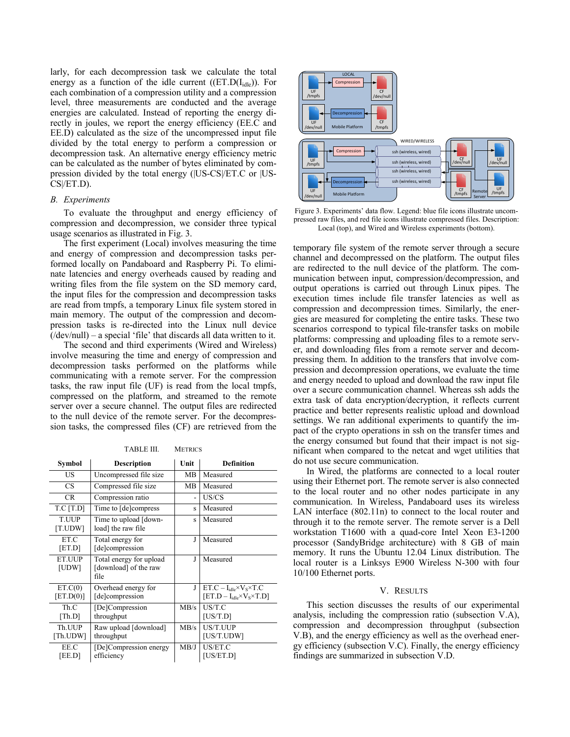larly, for each decompression task we calculate the total energy as a function of the idle current ((ET.D($I_{idle}$)). For each combination of a compression utility and a compression level, three measurements are conducted and the average energies are calculated. Instead of reporting the energy directly in joules, we report the energy efficiency (EE.C and EE.D) calculated as the size of the uncompressed input file divided by the total energy to perform a compression or decompression task. An alternative energy efficiency metric can be calculated as the number of bytes eliminated by compression divided by the total energy (|US-CS|/ET.C or |US-CS|/ET.D).

### B. Experiments

To evaluate the throughput and energy efficiency of compression and decompression, we consider three typical usage scenarios as illustrated in Fig. 3.

The first experiment (Local) involves measuring the time and energy of compression and decompression tasks performed locally on Pandaboard and Raspberry Pi. To eliminate latencies and energy overheads caused by reading and writing files from the file system on the SD memory card, the input files for the compression and decompression tasks are read from tmpfs, a temporary Linux file system stored in main memory. The output of the compression and decompression tasks is re-directed into the Linux null device (/dev/null) – a special 'file' that discards all data written to it.

The second and third experiments (Wired and Wireless) involve measuring the time and energy of compression and decompression tasks performed on the platforms while communicating with a remote server. For the compression tasks, the raw input file (UF) is read from the local tmpfs, compressed on the platform, and streamed to the remote server over a secure channel. The output files are redirected to the null device of the remote server. For the decompression tasks, the compressed files (CF) are retrieved from the temporary file system of the remote server through a secure channel and decompressed on the platform. The output files are redirected to the null device of the platform. The communication between input, compression/decompression, and output operations is carried out through Linux pipes. The execution times include file transfer latencies as well as compression and decompression times. Similarly, the energies are measured for completing the entire tasks. These two scenarios correspond to typical file-transfer tasks on mobile platforms: compressing and uploading files to a remote server, and downloading files from a remote server and decompressing them. In addition to the transfers that involve compression and decompression operations, we evaluate the time and energy needed to upload and download the raw input file over a secure communication channel. Whereas ssh adds the extra task of data encryption/decryption, it reflects current practice and better represents realistic upload and download settings. We ran additional experiments to quantify the impact of the crypto operations in ssh on the transfer times and the energy consumed but found that their impact is not significant when compared to the netcat and wget utilities that do not use secure communication.

In Wired, the platforms are connected to a local router using their Ethernet port. The remote server is also connected to the local router and no other nodes participate in any communication. In Wireless, Pandaboard uses its wireless LAN interface (802.11n) to connect to the local router and through it to the remote server. The remote server is a Dell workstation T1600 with a quad-core Intel Xeon E3-1200 processor (SandyBridge architecture) with 8 GB of main memory. It runs the Ubuntu 12.04 Linux distribution. The local router is a Linksys E900 Wireless N-300 with four 10/100 Ethernet ports.

Figure 3. Experiments' data flow. Legend: blue file icons illustrate uncompressed raw files, and red file icons illustrate compressed files. Description: Local (top), and Wired and Wireless experiments (bottom).

TABLE III. METRICS

| Symbol | Description | Unit | Definition |
|---|---|---|---|
| US | Uncompressed file size | MB | Measured |
| CS | Compressed file size | MB | Measured |
| CR | Compression ratio | - | US/CS |
| T.C [T.D] | Time to [de]compress | s | Measured |
| T.UUP [T.UDW] | Time to upload [download] the raw file | s | Measured |
| ET.C [ET.D] | Total energy for [de]compression | J | Measured |
| ET.UUP [UDW] | Total energy for upload [download] of the raw file | J | Measured |
| ET.C(0) [ET.D(0)] | Overhead energy for [de]compression | J | ET.C – $I_{idle}$×$V_S$×T.C [ET.D – $I_{idle}$×$V_S$×T.D] |
| Th.C [Th.D] | [De]Compression throughput | MB/s | US/T.C [US/T.D] |
| Th.UUP [Th.UDW] | Raw upload [download] throughput | MB/s | US/T.UUP [US/T.UDW] |
| EE.C [EE.D] | [De]Compression energy efficiency | MB/J | US/ET.C [US/ET.D] |

## V. RESULTS

This section discusses the results of our experimental analysis, including the compression ratio (subsection V.A), compression and decompression throughput (subsection V.B), and the energy efficiency as well as the overhead energy efficiency (subsection V.C). Finally, the energy efficiency findings are summarized in subsection V.D.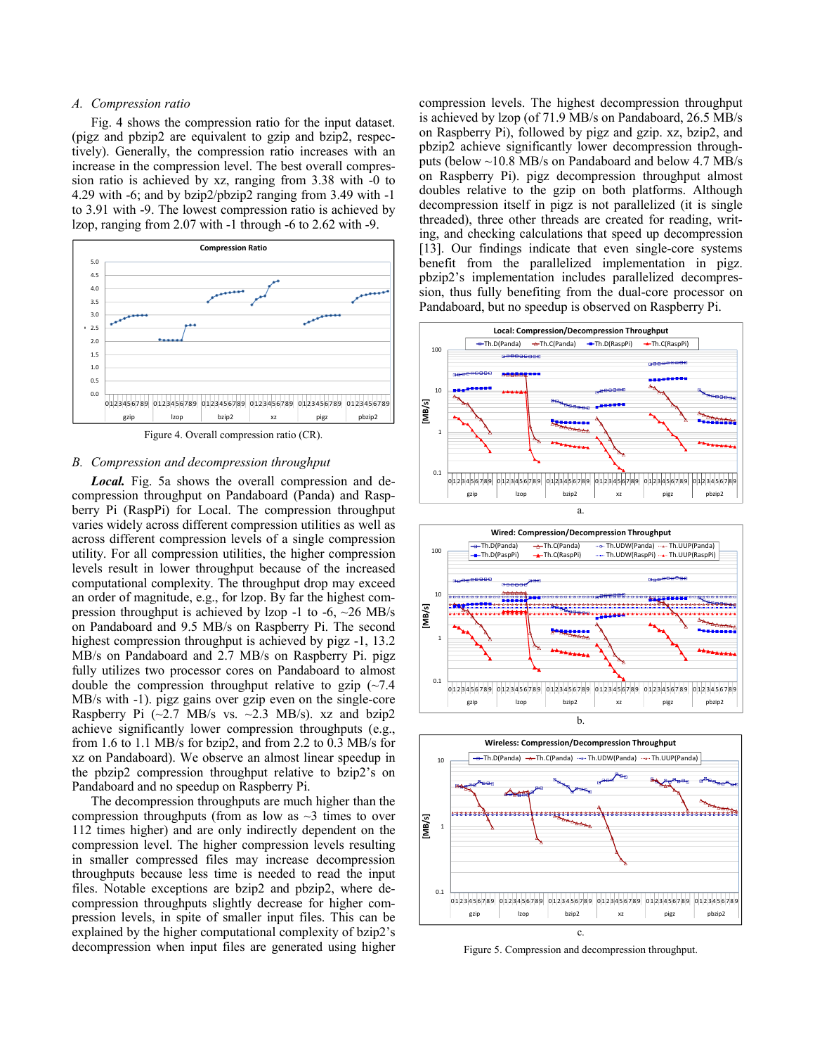### A. Compression ratio

Fig. 4 shows the compression ratio for the input dataset. (pigz and pbzip2 are equivalent to gzip and bzip2, respectively). Generally, the compression ratio increases with an increase in the compression level. The best overall compression ratio is achieved by xz, ranging from 3.38 with -0 to 4.29 with -6; and by bzip2/pbzip2 ranging from 3.49 with -1 to 3.91 with -9. The lowest compression ratio is achieved by lzop, ranging from 2.07 with -1 through -6 to 2.62 with -9.

Figure 4. Overall compression ratio (CR).

### B. Compression and decompression throughput

***Local.*** Fig. 5a shows the overall compression and decompression throughput on Pandaboard (Panda) and Raspberry Pi (RaspPi) for Local. The compression throughput varies widely across different compression utilities as well as across different compression levels of a single compression utility. For all compression utilities, the higher compression levels result in lower throughput because of the increased computational complexity. The throughput drop may exceed an order of magnitude, e.g., for lzop. By far the highest compression throughput is achieved by lzop -1 to -6, ~26 MB/s on Pandaboard and 9.5 MB/s on Raspberry Pi. The second highest compression throughput is achieved by pigz -1, 13.2 MB/s on Pandaboard and 2.7 MB/s on Raspberry Pi. pigz fully utilizes two processor cores on Pandaboard to almost double the compression throughput relative to gzip (~7.4 MB/s with -1). pigz gains over gzip even on the single-core Raspberry Pi (~2.7 MB/s vs. ~2.3 MB/s). xz and bzip2 achieve significantly lower compression throughputs (e.g., from 1.6 to 1.1 MB/s for bzip2, and from 2.2 to 0.3 MB/s for xz on Pandaboard). We observe an almost linear speedup in the pbzip2 compression throughput relative to bzip2's on Pandaboard and no speedup on Raspberry Pi.

The decompression throughputs are much higher than the compression throughputs (from as low as ~3 times to over 112 times higher) and are only indirectly dependent on the compression level. The higher compression levels resulting in smaller compressed files may increase decompression throughputs because less time is needed to read the input files. Notable exceptions are bzip2 and pbzip2, where decompression throughputs slightly decrease for higher compression levels, in spite of smaller input files. This can be explained by the higher computational complexity of bzip2's decompression when input files are generated using higher compression levels. The highest decompression throughput is achieved by lzop (of 71.9 MB/s on Pandaboard, 26.5 MB/s on Raspberry Pi), followed by pigz and gzip. xz, bzip2, and pbzip2 achieve significantly lower decompression throughputs (below ~10.8 MB/s on Pandaboard and below 4.7 MB/s on Raspberry Pi). pigz decompression throughput almost doubles relative to the gzip on both platforms. Although decompression itself in pigz is not parallelized (it is single threaded), three other threads are created for reading, writing, and checking calculations that speed up decompression [13]. Our findings indicate that even single-core systems benefit from the parallelized implementation in pigz. pbzip2's implementation includes parallelized decompression, thus fully benefiting from the dual-core processor on Pandaboard, but no speedup is observed on Raspberry Pi.

a.

b.

c.

Figure 5. Compression and decompression throughput.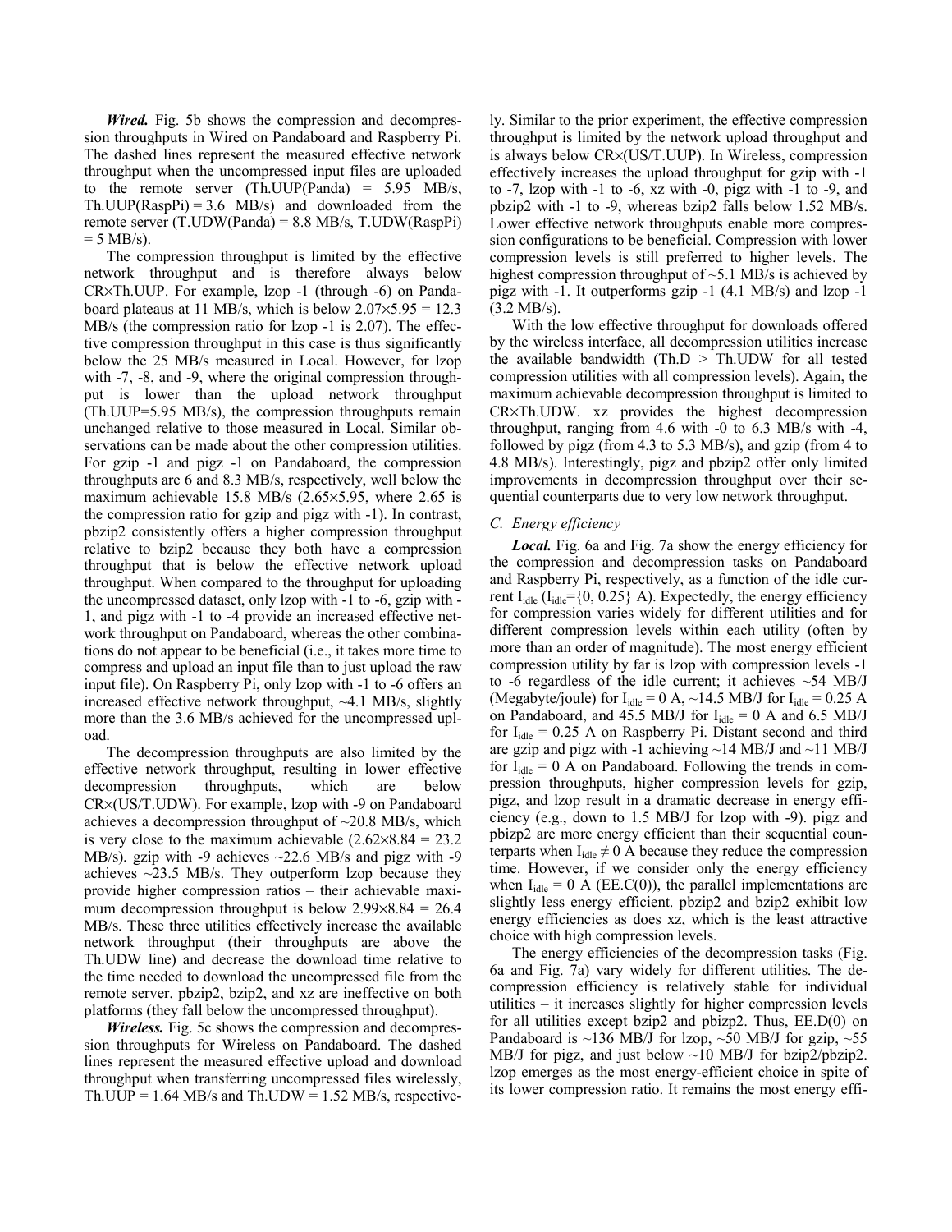***Wired.*** Fig. 5b shows the compression and decompression throughputs in Wired on Pandaboard and Raspberry Pi. The dashed lines represent the measured effective network throughput when the uncompressed input files are uploaded to the remote server (Th.UUP(Panda) = 5.95 MB/s, Th.UUP(RaspPi) = 3.6 MB/s) and downloaded from the remote server (T.UDW(Panda) = 8.8 MB/s, T.UDW(RaspPi) = 5 MB/s).

The compression throughput is limited by the effective network throughput and is therefore always below CR×Th.UUP. For example, lzop -1 (through -6) on Pandaboard plateaus at 11 MB/s, which is below 2.07×5.95 = 12.3 MB/s (the compression ratio for lzop -1 is 2.07). The effective compression throughput in this case is thus significantly below the 25 MB/s measured in Local. However, for lzop with -7, -8, and -9, where the original compression throughput is lower than the upload network throughput (Th.UUP=5.95 MB/s), the compression throughputs remain unchanged relative to those measured in Local. Similar observations can be made about the other compression utilities. For gzip -1 and pigz -1 on Pandaboard, the compression throughputs are 6 and 8.3 MB/s, respectively, well below the maximum achievable 15.8 MB/s (2.65×5.95, where 2.65 is the compression ratio for gzip and pigz with -1). In contrast, pbzip2 consistently offers a higher compression throughput relative to bzip2 because they both have a compression throughput that is below the effective network upload throughput. When compared to the throughput for uploading the uncompressed dataset, only lzop with -1 to -6, gzip with -1, and pigz with -1 to -4 provide an increased effective network throughput on Pandaboard, whereas the other combinations do not appear to be beneficial (i.e., it takes more time to compress and upload an input file than to just upload the raw input file). On Raspberry Pi, only lzop with -1 to -6 offers an increased effective network throughput, ~4.1 MB/s, slightly more than the 3.6 MB/s achieved for the uncompressed upload.

The decompression throughputs are also limited by the effective network throughput, resulting in lower effective decompression throughputs, which are below CR×(US/T.UDW). For example, lzop with -9 on Pandaboard achieves a decompression throughput of ~20.8 MB/s, which is very close to the maximum achievable (2.62×8.84 = 23.2 MB/s). gzip with -9 achieves ~22.6 MB/s and pigz with -9 achieves ~23.5 MB/s. They outperform lzop because they provide higher compression ratios – their achievable maximum decompression throughput is below 2.99×8.84 = 26.4 MB/s. These three utilities effectively increase the available network throughput (their throughputs are above the Th.UDW line) and decrease the download time relative to the time needed to download the uncompressed file from the remote server. pbzip2, bzip2, and xz are ineffective on both platforms (they fall below the uncompressed throughput).

***Wireless.*** Fig. 5c shows the compression and decompression throughputs for Wireless on Pandaboard. The dashed lines represent the measured effective upload and download throughput when transferring uncompressed files wirelessly, Th.UUP = 1.64 MB/s and Th.UDW = 1.52 MB/s, respectively. Similar to the prior experiment, the effective compression throughput is limited by the network upload throughput and is always below CR×(US/T.UUP). In Wireless, compression effectively increases the upload throughput for gzip with -1 to -7, lzop with -1 to -6, xz with -0, pigz with -1 to -9, and pbzip2 with -1 to -9, whereas bzip2 falls below 1.52 MB/s. Lower effective network throughputs enable more compression configurations to be beneficial. Compression with lower compression levels is still preferred to higher levels. The highest compression throughput of ~5.1 MB/s is achieved by pigz with -1. It outperforms gzip -1 (4.1 MB/s) and lzop -1 (3.2 MB/s).

With the low effective throughput for downloads offered by the wireless interface, all decompression utilities increase the available bandwidth (Th.D > Th.UDW for all tested compression utilities with all compression levels). Again, the maximum achievable decompression throughput is limited to CR×Th.UDW. xz provides the highest decompression throughput, ranging from 4.6 with -0 to 6.3 MB/s with -4, followed by pigz (from 4.3 to 5.3 MB/s), and gzip (from 4 to 4.8 MB/s). Interestingly, pigz and pbzip2 offer only limited improvements in decompression throughput over their sequential counterparts due to very low network throughput.

### C. Energy efficiency

***Local.*** Fig. 6a and Fig. 7a show the energy efficiency for the compression and decompression tasks on Pandaboard and Raspberry Pi, respectively, as a function of the idle current $I_{idle}$ ($I_{idle}$={0, 0.25} A). Expectedly, the energy efficiency for compression varies widely for different utilities and for different compression levels within each utility (often by more than an order of magnitude). The most energy efficient compression utility by far is lzop with compression levels -1 to -6 regardless of the idle current; it achieves ~54 MB/J (Megabyte/joule) for $I_{idle}$ = 0 A, ~14.5 MB/J for $I_{idle}$ = 0.25 A on Pandaboard, and 45.5 MB/J for $I_{idle}$ = 0 A and 6.5 MB/J for $I_{idle}$ = 0.25 A on Raspberry Pi. Distant second and third are gzip and pigz with -1 achieving ~14 MB/J and ~11 MB/J for $I_{idle}$ = 0 A on Pandaboard. Following the trends in compression throughputs, higher compression levels for gzip, pigz, and lzop result in a dramatic decrease in energy efficiency (e.g., down to 1.5 MB/J for lzop with -9). pigz and pbzip2 are more energy efficient than their sequential counterparts when $I_{idle} \neq 0$ A because they reduce the compression time. However, if we consider only the energy efficiency when $I_{idle}$ = 0 A (EE.C(0)), the parallel implementations are slightly less energy efficient. pbzip2 and bzip2 exhibit low energy efficiencies as does xz, which is the least attractive choice with high compression levels.

The energy efficiencies of the decompression tasks (Fig. 6a and Fig. 7a) vary widely for different utilities. The decompression efficiency is relatively stable for individual utilities – it increases slightly for higher compression levels for all utilities except bzip2 and pbizp2. Thus, EE.D(0) on Pandaboard is ~136 MB/J for lzop, ~50 MB/J for gzip, ~55 MB/J for pigz, and just below ~10 MB/J for bzip2/pbzip2. lzop emerges as the most energy-efficient choice in spite of its lower compression ratio. It remains the most energy effi-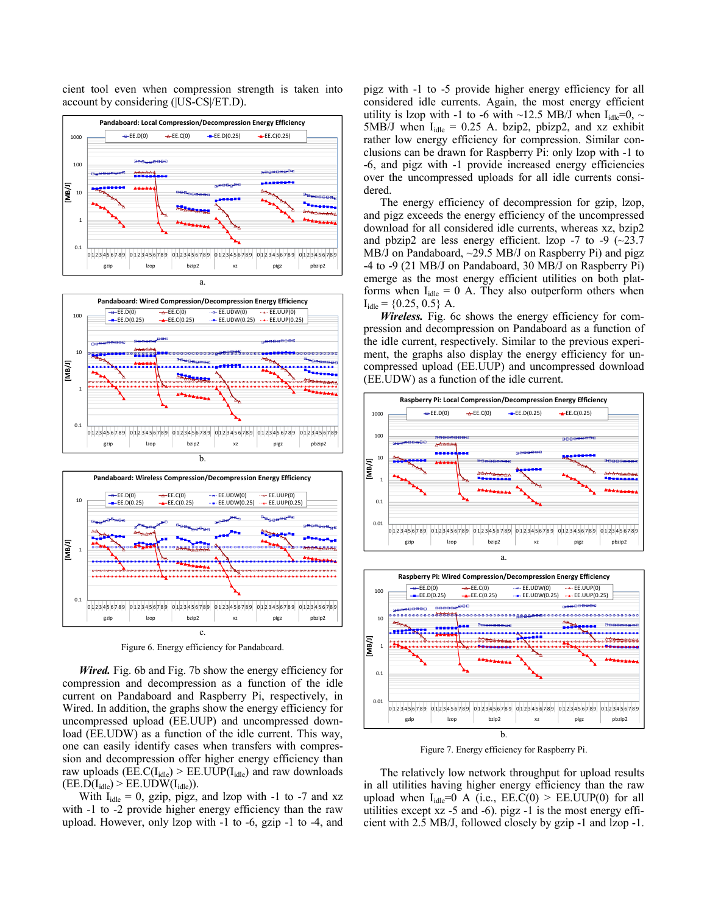cient tool even when compression strength is taken into account by considering (|US-CS|/ET.D).

a.

b.

c.

Figure 6. Energy efficiency for Pandaboard.

***Wired.*** Fig. 6b and Fig. 7b show the energy efficiency for compression and decompression as a function of the idle current on Pandaboard and Raspberry Pi, respectively, in Wired. In addition, the graphs show the energy efficiency for uncompressed upload (EE.UUP) and uncompressed download (EE.UDW) as a function of the idle current. This way, one can easily identify cases when transfers with compression and decompression offer higher energy efficiency than raw uploads (EE.C($I_{idle}$) > EE.UUP($I_{idle}$) and raw downloads (EE.D($I_{idle}$) > EE.UDW($I_{idle}$)).

With $I_{idle}$ = 0, gzip, pigz, and lzop with -1 to -7 and xz with -1 to -2 provide higher energy efficiency than the raw upload. However, only lzop with -1 to -6, gzip -1 to -4, and pigz with -1 to -5 provide higher energy efficiency for all considered idle currents. Again, the most energy efficient utility is lzop with -1 to -6 with ~12.5 MB/J when $I_{idle}$=0, ~5MB/J when $I_{idle}$ = 0.25 A. bzip2, pbzip2, and xz exhibit rather low energy efficiency for compression. Similar conclusions can be drawn for Raspberry Pi: only lzop with -1 to -6, and pigz with -1 provide increased energy efficiencies over the uncompressed uploads for all idle currents considered.

The energy efficiency of decompression for gzip, lzop, and pigz exceeds the energy efficiency of the uncompressed download for all considered idle currents, whereas xz, bzip2 and pbzip2 are less energy efficient. lzop -7 to -9 (~23.7 MB/J on Pandaboard, ~29.5 MB/J on Raspberry Pi) and pigz -4 to -9 (21 MB/J on Pandaboard, 30 MB/J on Raspberry Pi) emerge as the most energy efficient utilities on both platforms when $I_{idle}$ = 0 A. They also outperform others when $I_{idle}$ = {0.25, 0.5} A.

***Wireless.*** Fig. 6c shows the energy efficiency for compression and decompression on Pandaboard as a function of the idle current, respectively. Similar to the previous experiment, the graphs also display the energy efficiency for uncompressed upload (EE.UUP) and uncompressed download (EE.UDW) as a function of the idle current.

a.

b.

Figure 7. Energy efficiency for Raspberry Pi.

The relatively low network throughput for upload results in all utilities having higher energy efficiency than the raw upload when $I_{idle}$=0 A (i.e., EE.C(0) > EE.UUP(0) for all utilities except xz -5 and -6). pigz -1 is the most energy efficient with 2.5 MB/J, followed closely by gzip -1 and lzop -1.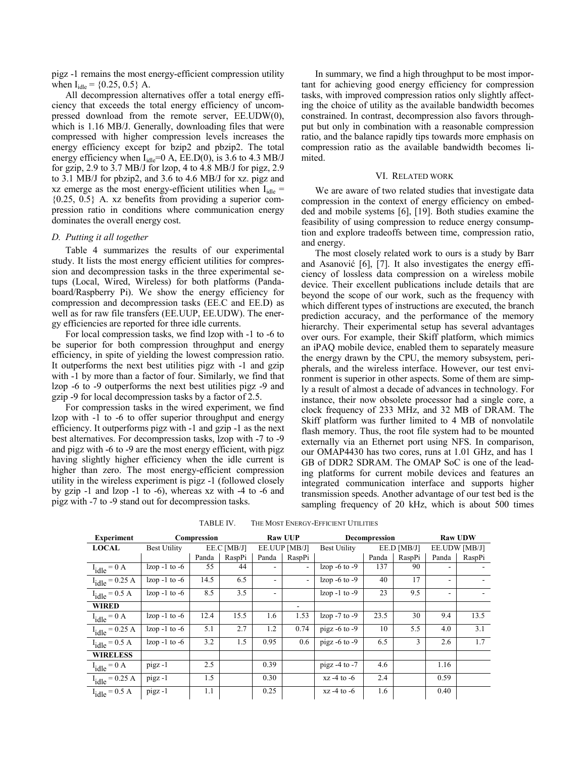pigz -1 remains the most energy-efficient compression utility when $I_{idle}$ = {0.25, 0.5} A.

All decompression alternatives offer a total energy efficiency that exceeds the total energy efficiency of uncompressed download from the remote server, EE.UDW(0), which is 1.16 MB/J. Generally, downloading files that were compressed with higher compression levels increases the energy efficiency except for bzip2 and pbzip2. The total energy efficiency when $I_{idle}$=0 A, EE.D(0), is 3.6 to 4.3 MB/J for gzip, 2.9 to 3.7 MB/J for lzop, 4 to 4.8 MB/J for pigz, 2.9 to 3.1 MB/J for pbzip2, and 3.6 to 4.6 MB/J for xz. pigz and xz emerge as the most energy-efficient utilities when $I_{idle}$ = {0.25, 0.5} A. xz benefits from providing a superior compression ratio in conditions where communication energy dominates the overall energy cost.

### *D. Putting it all together*

Table 4 summarizes the results of our experimental study. It lists the most energy efficient utilities for compression and decompression tasks in the three experimental setups (Local, Wired, Wireless) for both platforms (Pandaboard/Raspberry Pi). We show the energy efficiency for compression and decompression tasks (EE.C and EE.D) as well as for raw file transfers (EE.UUP, EE.UDW). The energy efficiencies are reported for three idle currents.

For local compression tasks, we find lzop with -1 to -6 to be superior for both compression throughput and energy efficiency, in spite of yielding the lowest compression ratio. It outperforms the next best utilities pigz with -1 and gzip with -1 by more than a factor of four. Similarly, we find that lzop -6 to -9 outperforms the next best utilities pigz -9 and gzip -9 for local decompression tasks by a factor of 2.5.

For compression tasks in the wired experiment, we find lzop with -1 to -6 to offer superior throughput and energy efficiency. It outperforms pigz with -1 and gzip -1 as the next best alternatives. For decompression tasks, lzop with -7 to -9 and pigz with -6 to -9 are the most energy efficient, with pigz having slightly higher efficiency when the idle current is higher than zero. The most energy-efficient compression utility in the wireless experiment is pigz -1 (followed closely by gzip -1 and lzop -1 to -6), whereas xz with -4 to -6 and pigz with -7 to -9 stand out for decompression tasks.

In summary, we find a high throughput to be most important for achieving good energy efficiency for compression tasks, with improved compression ratios only slightly affecting the choice of utility as the available bandwidth becomes constrained. In contrast, decompression also favors throughput but only in combination with a reasonable compression ratio, and the balance rapidly tips towards more emphasis on compression ratio as the available bandwidth becomes limited.

## VI. Related work

We are aware of two related studies that investigate data compression in the context of energy efficiency on embedded and mobile systems [6], [19]. Both studies examine the feasibility of using compression to reduce energy consumption and explore tradeoffs between time, compression ratio, and energy.

The most closely related work to ours is a study by Barr and Asanović [6], [7]. It also investigates the energy efficiency of lossless data compression on a wireless mobile device. Their excellent publications include details that are beyond the scope of our work, such as the frequency with which different types of instructions are executed, the branch prediction accuracy, and the performance of the memory hierarchy. Their experimental setup has several advantages over ours. For example, their Skiff platform, which mimics an iPAQ mobile device, enabled them to separately measure the energy drawn by the CPU, the memory subsystem, peripherals, and the wireless interface. However, our test environment is superior in other aspects. Some of them are simply a result of almost a decade of advances in technology. For instance, their now obsolete processor had a single core, a clock frequency of 233 MHz, and 32 MB of DRAM. The Skiff platform was further limited to 4 MB of nonvolatile flash memory. Thus, the root file system had to be mounted externally via an Ethernet port using NFS. In comparison, our OMAP4430 has two cores, runs at 1.01 GHz, and has 1 GB of DDR2 SDRAM. The OMAP SoC is one of the leading platforms for current mobile devices and features an integrated communication interface and supports higher transmission speeds. Another advantage of our test bed is the sampling frequency of 20 kHz, which is about 500 times

TABLE IV. The Most Energy-Efficient Utilities

| Experiment | Compression | | | Raw UUP | | Decompression | | | Raw UDW | |
|---|---|---|---|---|---|---|---|---|---|---|
| **LOCAL** | Best Utility | EE.C [MB/J] | | EE.UUP [MB/J] | | Best Utility | EE.D [MB/J] | | EE.UDW [MB/J] | |
| | | Panda | RaspPi | Panda | RaspPi | | Panda | RaspPi | Panda | RaspPi |
| $I_{idle}$ = 0 A | lzop -1 to -6 | 55 | 44 | - | - | lzop -6 to -9 | 137 | 90 | - | - |
| $I_{idle}$ = 0.25 A | lzop -1 to -6 | 14.5 | 6.5 | - | - | lzop -6 to -9 | 40 | 17 | - | - |
| $I_{idle}$ = 0.5 A | lzop -1 to -6 | 8.5 | 3.5 | - | | lzop -1 to -9 | 23 | 9.5 | - | - |
| **WIRED** | | | | | - | | | | | |
| $I_{idle}$ = 0 A | lzop -1 to -6 | 12.4 | 15.5 | 1.6 | 1.53 | lzop -7 to -9 | 23.5 | 30 | 9.4 | 13.5 |
| $I_{idle}$ = 0.25 A | lzop -1 to -6 | 5.1 | 2.7 | 1.2 | 0.74 | pigz -6 to -9 | 10 | 5.5 | 4.0 | 3.1 |
| $I_{idle}$ = 0.5 A | lzop -1 to -6 | 3.2 | 1.5 | 0.95 | 0.6 | pigz -6 to -9 | 6.5 | 3 | 2.6 | 1.7 |
| **WIRELESS** | | | | | | | | | | |
| $I_{idle}$ = 0 A | pigz -1 | 2.5 | | 0.39 | | pigz -4 to -7 | 4.6 | | 1.16 | |
| $I_{idle}$ = 0.25 A | pigz -1 | 1.5 | | 0.30 | | xz -4 to -6 | 2.4 | | 0.59 | |
| $I_{idle}$ = 0.5 A | pigz -1 | 1.1 | | 0.25 | | xz -4 to -6 | 1.6 | | 0.40 | |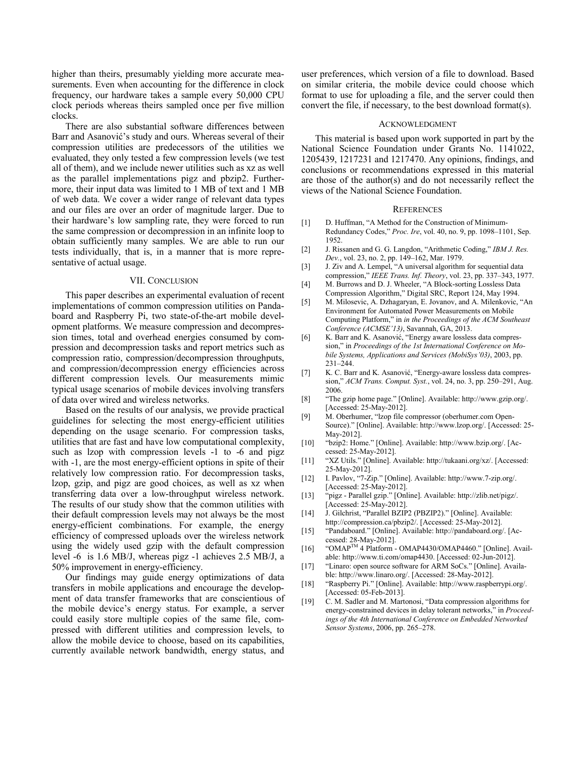higher than theirs, presumably yielding more accurate measurements. Even when accounting for the difference in clock frequency, our hardware takes a sample every 50,000 CPU clock periods whereas theirs sampled once per five million clocks.

There are also substantial software differences between Barr and Asanović's study and ours. Whereas several of their compression utilities are predecessors of the utilities we evaluated, they only tested a few compression levels (we test all of them), and we include newer utilities such as xz as well as the parallel implementations pigz and pbzip2. Furthermore, their input data was limited to 1 MB of text and 1 MB of web data. We cover a wider range of relevant data types and our files are over an order of magnitude larger. Due to their hardware's low sampling rate, they were forced to run the same compression or decompression in an infinite loop to obtain sufficiently many samples. We are able to run our tests individually, that is, in a manner that is more representative of actual usage.

## VII. Conclusion

This paper describes an experimental evaluation of recent implementations of common compression utilities on Pandaboard and Raspberry Pi, two state-of-the-art mobile development platforms. We measure compression and decompression times, total and overhead energies consumed by compression and decompression tasks and report metrics such as compression ratio, compression/decompression throughputs, and compression/decompression energy efficiencies across different compression levels. Our measurements mimic typical usage scenarios of mobile devices involving transfers of data over wired and wireless networks.

Based on the results of our analysis, we provide practical guidelines for selecting the most energy-efficient utilities depending on the usage scenario. For compression tasks, utilities that are fast and have low computational complexity, such as lzop with compression levels -1 to -6 and pigz with -1, are the most energy-efficient options in spite of their relatively low compression ratio. For decompression tasks, lzop, gzip, and pigz are good choices, as well as xz when transferring data over a low-throughput wireless network. The results of our study show that the common utilities with their default compression levels may not always be the most energy-efficient combinations. For example, the energy efficiency of compressed uploads over the wireless network using the widely used gzip with the default compression level -6 is 1.6 MB/J, whereas pigz -1 achieves 2.5 MB/J, a 50% improvement in energy-efficiency.

Our findings may guide energy optimizations of data transfers in mobile applications and encourage the development of data transfer frameworks that are conscientious of the mobile device's energy status. For example, a server could easily store multiple copies of the same file, compressed with different utilities and compression levels, to allow the mobile device to choose, based on its capabilities, currently available network bandwidth, energy status, and user preferences, which version of a file to download. Based on similar criteria, the mobile device could choose which format to use for uploading a file, and the server could then convert the file, if necessary, to the best download format(s).

## Acknowledgment

This material is based upon work supported in part by the National Science Foundation under Grants No. 1141022, 1205439, 1217231 and 1217470. Any opinions, findings, and conclusions or recommendations expressed in this material are those of the author(s) and do not necessarily reflect the views of the National Science Foundation.

## References

[1] D. Huffman, "A Method for the Construction of Minimum-Redundancy Codes," *Proc. Ire*, vol. 40, no. 9, pp. 1098–1101, Sep. 1952.

[2] J. Rissanen and G. G. Langdon, "Arithmetic Coding," *IBM J. Res. Dev.*, vol. 23, no. 2, pp. 149–162, Mar. 1979.

[3] J. Ziv and A. Lempel, "A universal algorithm for sequential data compression," *IEEE Trans. Inf. Theory*, vol. 23, pp. 337–343, 1977.

[4] M. Burrows and D. J. Wheeler, "A Block-sorting Lossless Data Compression Algorithm," Digital SRC, Report 124, May 1994.

[5] M. Milosevic, A. Dzhagaryan, E. Jovanov, and A. Milenkovic, "An Environment for Automated Power Measurements on Mobile Computing Platform," in *in the Proceedings of the ACM Southeast Conference (ACMSE'13)*, Savannah, GA, 2013.

[6] K. Barr and K. Asanović, "Energy aware lossless data compression," in *Proceedings of the 1st International Conference on Mobile Systems, Applications and Services (MobiSys'03)*, 2003, pp. 231–244.

[7] K. C. Barr and K. Asanović, "Energy-aware lossless data compression," *ACM Trans. Comput. Syst.*, vol. 24, no. 3, pp. 250–291, Aug. 2006.

[8] "The gzip home page." [Online]. Available: http://www.gzip.org/. [Accessed: 25-May-2012].

[9] M. Oberhumer, "lzop file compressor (oberhumer.com Open-Source)." [Online]. Available: http://www.lzop.org/. [Accessed: 25-May-2012].

[10] "bzip2: Home." [Online]. Available: http://www.bzip.org/. [Accessed: 25-May-2012].

[11] "XZ Utils." [Online]. Available: http://tukaani.org/xz/. [Accessed: 25-May-2012].

[12] I. Pavlov, "7-Zip." [Online]. Available: http://www.7-zip.org/. [Accessed: 25-May-2012].

[13] "pigz - Parallel gzip." [Online]. Available: http://zlib.net/pigz/. [Accessed: 25-May-2012].

[14] J. Gilchrist, "Parallel BZIP2 (PBZIP2)." [Online]. Available: http://compression.ca/pbzip2/. [Accessed: 25-May-2012].

[15] "Pandaboard." [Online]. Available: http://pandaboard.org/. [Accessed: 28-May-2012].

[16] "OMAP™ 4 Platform - OMAP4430/OMAP4460." [Online]. Available: http://www.ti.com/omap4430. [Accessed: 02-Jun-2012].

[17] "Linaro: open source software for ARM SoCs." [Online]. Available: http://www.linaro.org/. [Accessed: 28-May-2012].

[18] "Raspberry Pi." [Online]. Available: http://www.raspberrypi.org/. [Accessed: 05-Feb-2013].

[19] C. M. Sadler and M. Martonosi, "Data compression algorithms for energy-constrained devices in delay tolerant networks," in *Proceedings of the 4th International Conference on Embedded Networked Sensor Systems*, 2006, pp. 265–278.